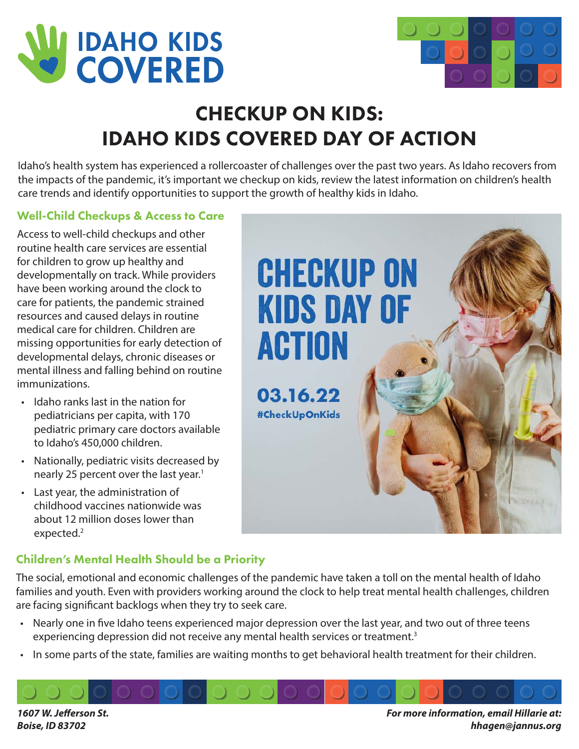# IDAHO KIDS COVERED

# CHECKUP ON KIDS: IDAHO KIDS COVERED DAY OF ACTION

Idaho's health system has experienced a rollercoaster of challenges over the past two years. As Idaho recovers from the impacts of the pandemic, it's important we checkup on kids, review the latest information on children's health care trends and identify opportunities to support the growth of healthy kids in Idaho.

## Well-Child Checkups & Access to Care

Access to well-child checkups and other routine health care services are essential for children to grow up healthy and developmentally on track. While providers have been working around the clock to care for patients, the pandemic strained resources and caused delays in routine medical care for children. Children are missing opportunities for early detection of developmental delays, chronic diseases or mental illness and falling behind on routine immunizations.

- Idaho ranks last in the nation for pediatricians per capita, with 170 pediatric primary care doctors available to Idaho's 450,000 children.
- Nationally, pediatric visits decreased by nearly 25 percent over the last year.[1]
- Last year, the administration of childhood vaccines nationwide was about 12 million doses lower than expected.[2]

CHECKUP ON KIDS DAY OF ACTION

03.16.22

#CheckUpOnKids

## Children's Mental Health Should be a Priority

The social, emotional and economic challenges of the pandemic have taken a toll on the mental health of Idaho families and youth. Even with providers working around the clock to help treat mental health challenges, children are facing significant backlogs when they try to seek care.

- Nearly one in five Idaho teens experienced major depression over the last year, and two out of three teens experiencing depression did not receive any mental health services or treatment.[3]
- In some parts of the state, families are waiting months to get behavioral health treatment for their children.

***1607 W. Jefferson St.***
***Boise, ID 83702***

***For more information, email Hillarie at: hhagen@jannus.org***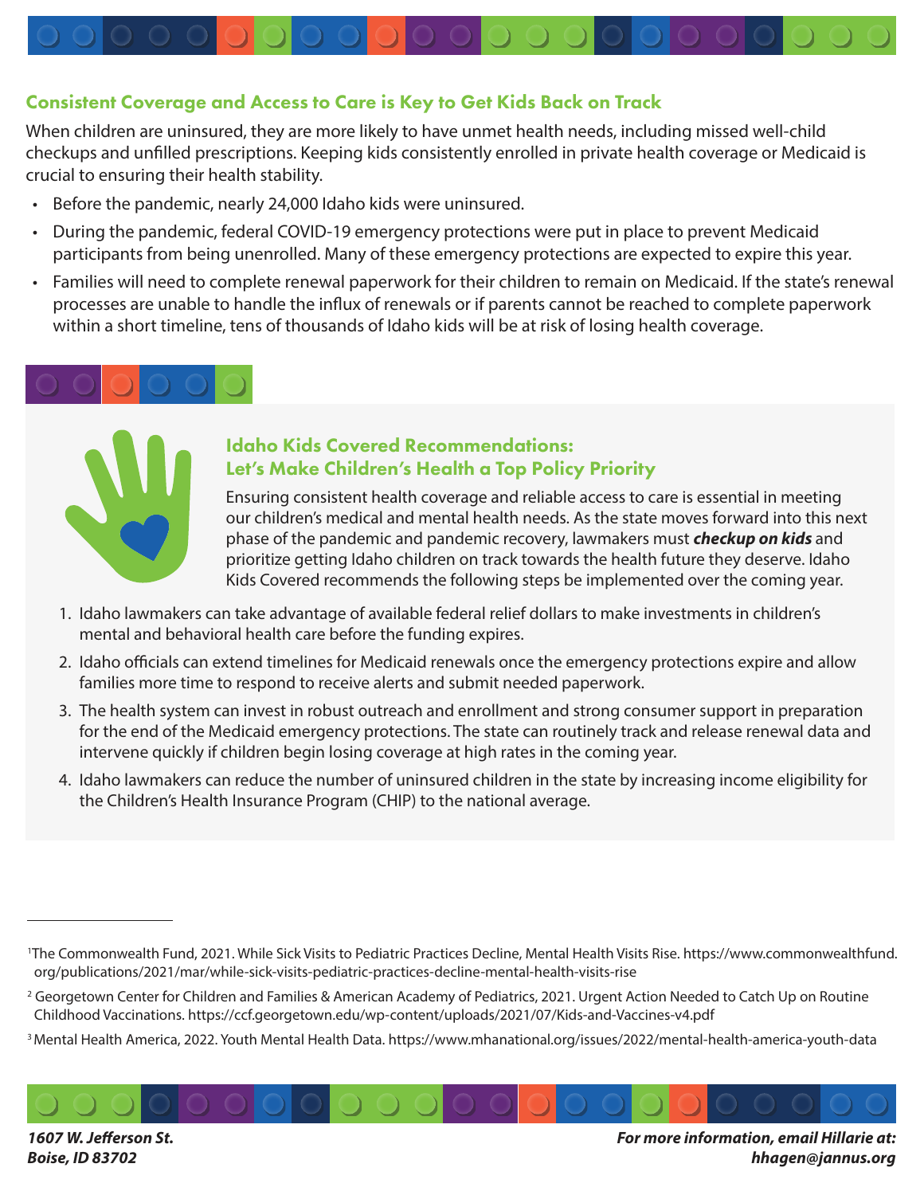## Consistent Coverage and Access to Care is Key to Get Kids Back on Track

When children are uninsured, they are more likely to have unmet health needs, including missed well-child checkups and unfilled prescriptions. Keeping kids consistently enrolled in private health coverage or Medicaid is crucial to ensuring their health stability.

- Before the pandemic, nearly 24,000 Idaho kids were uninsured.
- During the pandemic, federal COVID-19 emergency protections were put in place to prevent Medicaid participants from being unenrolled. Many of these emergency protections are expected to expire this year.
- Families will need to complete renewal paperwork for their children to remain on Medicaid. If the state's renewal processes are unable to handle the influx of renewals or if parents cannot be reached to complete paperwork within a short timeline, tens of thousands of Idaho kids will be at risk of losing health coverage.

## Idaho Kids Covered Recommendations: Let's Make Children's Health a Top Policy Priority

Ensuring consistent health coverage and reliable access to care is essential in meeting our children's medical and mental health needs. As the state moves forward into this next phase of the pandemic and pandemic recovery, lawmakers must ***checkup on kids*** and prioritize getting Idaho children on track towards the health future they deserve. Idaho Kids Covered recommends the following steps be implemented over the coming year.

1. Idaho lawmakers can take advantage of available federal relief dollars to make investments in children's mental and behavioral health care before the funding expires.
2. Idaho officials can extend timelines for Medicaid renewals once the emergency protections expire and allow families more time to respond to receive alerts and submit needed paperwork.
3. The health system can invest in robust outreach and enrollment and strong consumer support in preparation for the end of the Medicaid emergency protections. The state can routinely track and release renewal data and intervene quickly if children begin losing coverage at high rates in the coming year.
4. Idaho lawmakers can reduce the number of uninsured children in the state by increasing income eligibility for the Children's Health Insurance Program (CHIP) to the national average.

---

[1] The Commonwealth Fund, 2021. While Sick Visits to Pediatric Practices Decline, Mental Health Visits Rise. https://www.commonwealthfund.org/publications/2021/mar/while-sick-visits-pediatric-practices-decline-mental-health-visits-rise

[2] Georgetown Center for Children and Families & American Academy of Pediatrics, 2021. Urgent Action Needed to Catch Up on Routine Childhood Vaccinations. https://ccf.georgetown.edu/wp-content/uploads/2021/07/Kids-and-Vaccines-v4.pdf

[3] Mental Health America, 2022. Youth Mental Health Data. https://www.mhanational.org/issues/2022/mental-health-america-youth-data

***1607 W. Jefferson St.***
***Boise, ID 83702***

***For more information, email Hillarie at:***
***hhagen@jannus.org***